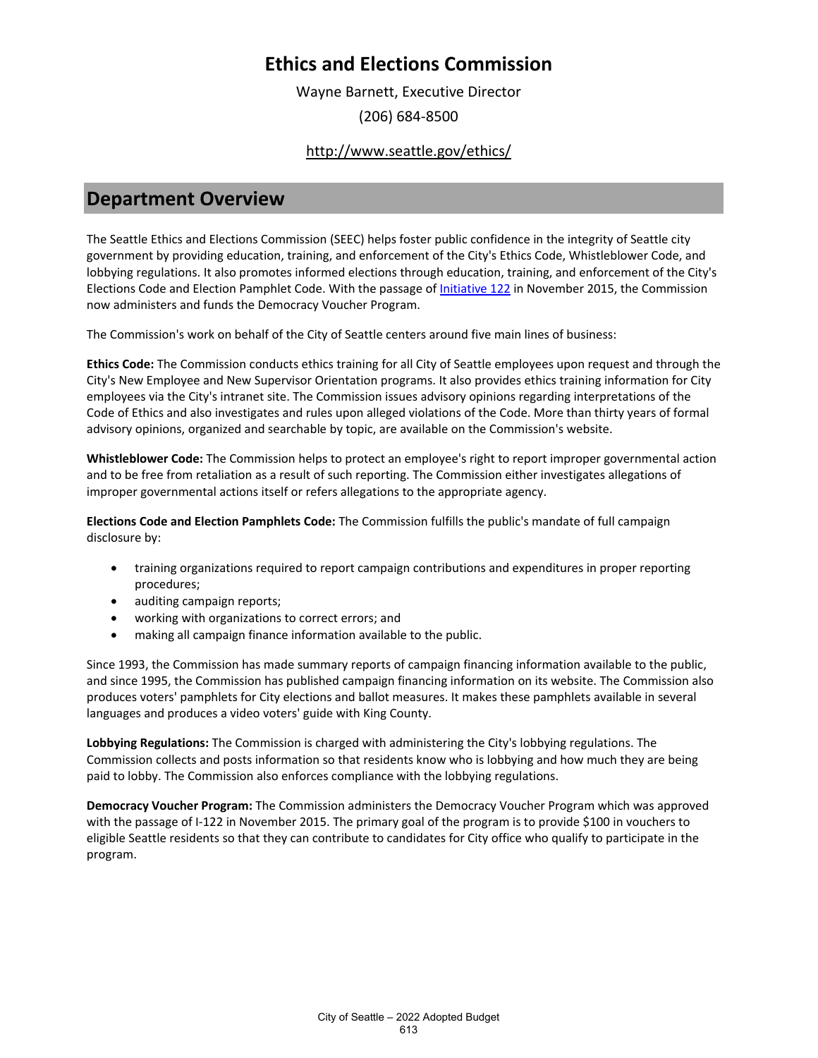# Ethics and Elections Commission

Wayne Barnett, Executive Director

(206) 684-8500

http://www.seattle.gov/ethics/

## Department Overview

The Seattle Ethics and Elections Commission (SEEC) helps foster public confidence in the integrity of Seattle city government by providing education, training, and enforcement of the City's Ethics Code, Whistleblower Code, and lobbying regulations. It also promotes informed elections through education, training, and enforcement of the City's Elections Code and Election Pamphlet Code. With the passage of Initiative 122 in November 2015, the Commission now administers and funds the Democracy Voucher Program.

The Commission's work on behalf of the City of Seattle centers around five main lines of business:

**Ethics Code:** The Commission conducts ethics training for all City of Seattle employees upon request and through the City's New Employee and New Supervisor Orientation programs. It also provides ethics training information for City employees via the City's intranet site. The Commission issues advisory opinions regarding interpretations of the Code of Ethics and also investigates and rules upon alleged violations of the Code. More than thirty years of formal advisory opinions, organized and searchable by topic, are available on the Commission's website.

**Whistleblower Code:** The Commission helps to protect an employee's right to report improper governmental action and to be free from retaliation as a result of such reporting. The Commission either investigates allegations of improper governmental actions itself or refers allegations to the appropriate agency.

**Elections Code and Election Pamphlets Code:** The Commission fulfills the public's mandate of full campaign disclosure by:

- training organizations required to report campaign contributions and expenditures in proper reporting procedures;
- auditing campaign reports;
- working with organizations to correct errors; and
- making all campaign finance information available to the public.

Since 1993, the Commission has made summary reports of campaign financing information available to the public, and since 1995, the Commission has published campaign financing information on its website. The Commission also produces voters' pamphlets for City elections and ballot measures. It makes these pamphlets available in several languages and produces a video voters' guide with King County.

**Lobbying Regulations:** The Commission is charged with administering the City's lobbying regulations. The Commission collects and posts information so that residents know who is lobbying and how much they are being paid to lobby. The Commission also enforces compliance with the lobbying regulations.

**Democracy Voucher Program:** The Commission administers the Democracy Voucher Program which was approved with the passage of I-122 in November 2015. The primary goal of the program is to provide $100 in vouchers to eligible Seattle residents so that they can contribute to candidates for City office who qualify to participate in the program.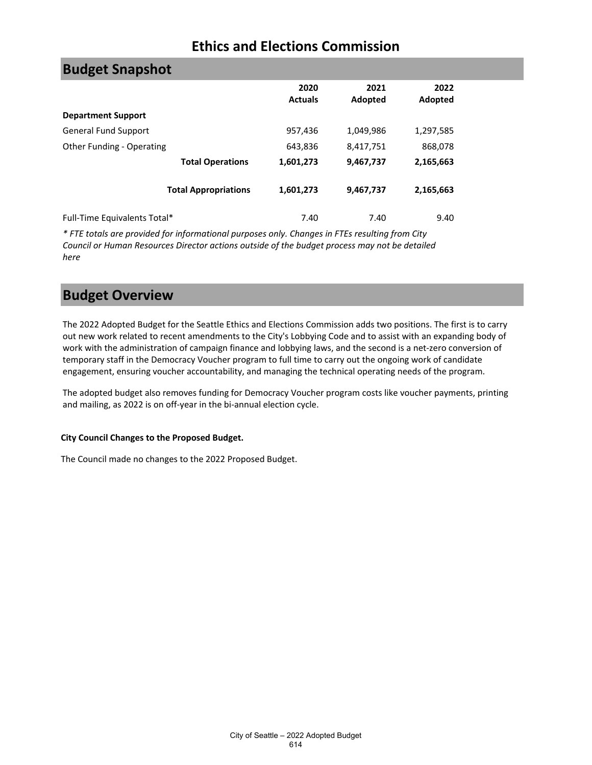# Ethics and Elections Commission

## Budget Snapshot

| | 2020 Actuals | 2021 Adopted | 2022 Adopted |
|---|---|---|---|
| **Department Support** | | | |
| General Fund Support | 957,436 | 1,049,986 | 1,297,585 |
| Other Funding - Operating | 643,836 | 8,417,751 | 868,078 |
| **Total Operations** | **1,601,273** | **9,467,737** | **2,165,663** |
| **Total Appropriations** | **1,601,273** | **9,467,737** | **2,165,663** |
| Full-Time Equivalents Total* | 7.40 | 7.40 | 9.40 |

*\* FTE totals are provided for informational purposes only. Changes in FTEs resulting from City Council or Human Resources Director actions outside of the budget process may not be detailed here*

## Budget Overview

The 2022 Adopted Budget for the Seattle Ethics and Elections Commission adds two positions. The first is to carry out new work related to recent amendments to the City's Lobbying Code and to assist with an expanding body of work with the administration of campaign finance and lobbying laws, and the second is a net-zero conversion of temporary staff in the Democracy Voucher program to full time to carry out the ongoing work of candidate engagement, ensuring voucher accountability, and managing the technical operating needs of the program.

The adopted budget also removes funding for Democracy Voucher program costs like voucher payments, printing and mailing, as 2022 is on off-year in the bi-annual election cycle.

**City Council Changes to the Proposed Budget.**

The Council made no changes to the 2022 Proposed Budget.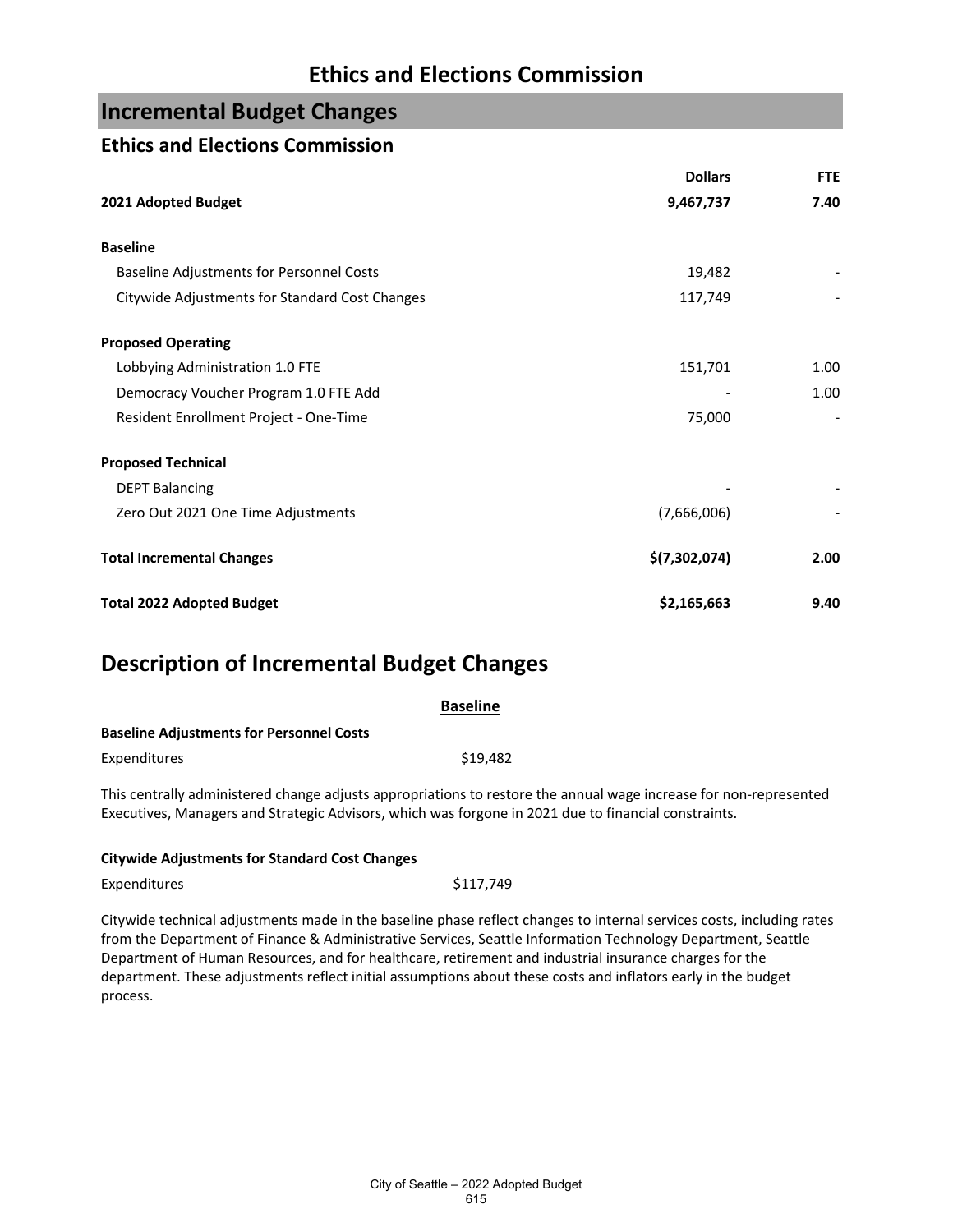# Ethics and Elections Commission

## Incremental Budget Changes

### Ethics and Elections Commission

| | Dollars | FTE |
|---|---|---|
| **2021 Adopted Budget** | **9,467,737** | **7.40** |
| | | |
| **Baseline** | | |
| Baseline Adjustments for Personnel Costs | 19,482 | - |
| Citywide Adjustments for Standard Cost Changes | 117,749 | - |
| | | |
| **Proposed Operating** | | |
| Lobbying Administration 1.0 FTE | 151,701 | 1.00 |
| Democracy Voucher Program 1.0 FTE Add | - | 1.00 |
| Resident Enrollment Project - One-Time | 75,000 | - |
| | | |
| **Proposed Technical** | | |
| DEPT Balancing | - | - |
| Zero Out 2021 One Time Adjustments | (7,666,006) | - |
| | | |
| **Total Incremental Changes** | **$(7,302,074)** | **2.00** |
| | | |
| **Total 2022 Adopted Budget** | **$2,165,663** | **9.40** |

## Description of Incremental Budget Changes

**Baseline**

**Baseline Adjustments for Personnel Costs**

Expenditures $19,482

This centrally administered change adjusts appropriations to restore the annual wage increase for non-represented Executives, Managers and Strategic Advisors, which was forgone in 2021 due to financial constraints.

**Citywide Adjustments for Standard Cost Changes**

Expenditures $117,749

Citywide technical adjustments made in the baseline phase reflect changes to internal services costs, including rates from the Department of Finance & Administrative Services, Seattle Information Technology Department, Seattle Department of Human Resources, and for healthcare, retirement and industrial insurance charges for the department. These adjustments reflect initial assumptions about these costs and inflators early in the budget process.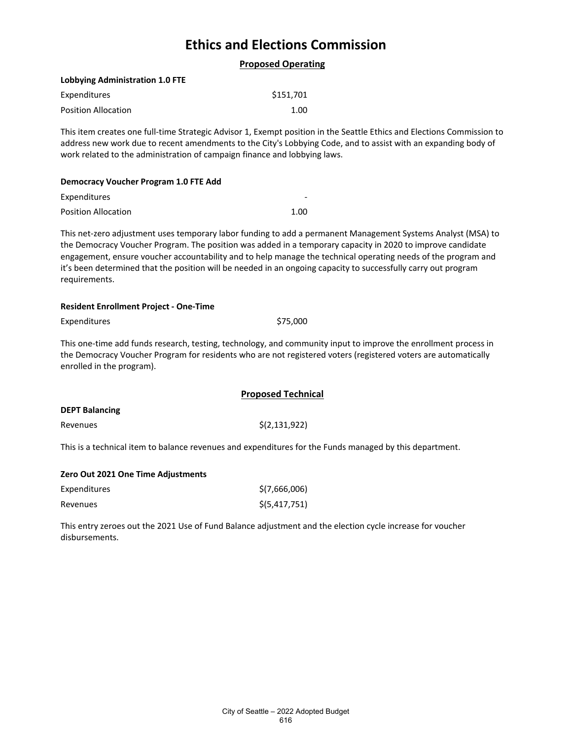# Ethics and Elections Commission

## Proposed Operating

**Lobbying Administration 1.0 FTE**

| | |
|---|---|
| Expenditures | $151,701 |
| Position Allocation | 1.00 |

This item creates one full-time Strategic Advisor 1, Exempt position in the Seattle Ethics and Elections Commission to address new work due to recent amendments to the City's Lobbying Code, and to assist with an expanding body of work related to the administration of campaign finance and lobbying laws.

**Democracy Voucher Program 1.0 FTE Add**

| | |
|---|---|
| Expenditures | - |
| Position Allocation | 1.00 |

This net-zero adjustment uses temporary labor funding to add a permanent Management Systems Analyst (MSA) to the Democracy Voucher Program. The position was added in a temporary capacity in 2020 to improve candidate engagement, ensure voucher accountability and to help manage the technical operating needs of the program and it's been determined that the position will be needed in an ongoing capacity to successfully carry out program requirements.

**Resident Enrollment Project - One-Time**

| | |
|---|---|
| Expenditures | $75,000 |

This one-time add funds research, testing, technology, and community input to improve the enrollment process in the Democracy Voucher Program for residents who are not registered voters (registered voters are automatically enrolled in the program).

## Proposed Technical

**DEPT Balancing**

| | |
|---|---|
| Revenues | $(2,131,922) |

This is a technical item to balance revenues and expenditures for the Funds managed by this department.

**Zero Out 2021 One Time Adjustments**

| | |
|---|---|
| Expenditures | $(7,666,006) |
| Revenues | $(5,417,751) |

This entry zeroes out the 2021 Use of Fund Balance adjustment and the election cycle increase for voucher disbursements.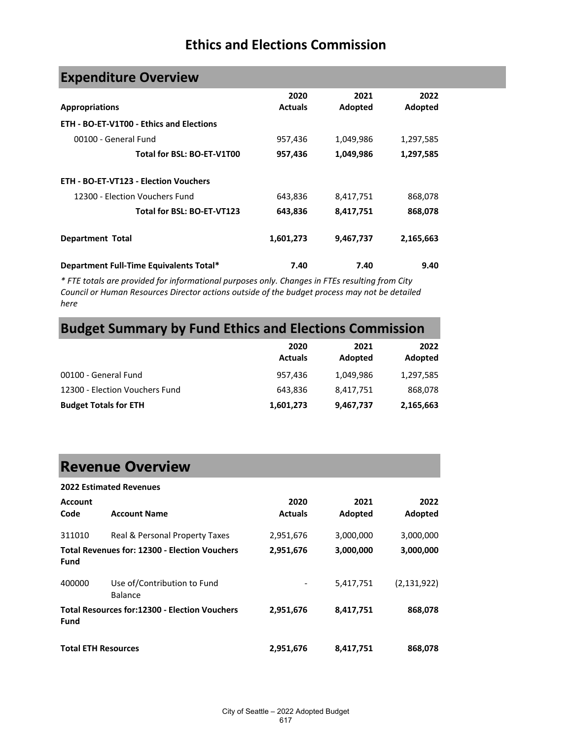# Ethics and Elections Commission

## Expenditure Overview

| Appropriations | 2020 Actuals | 2021 Adopted | 2022 Adopted |
|---|---|---|---|
| **ETH - BO-ET-V1T00 - Ethics and Elections** | | | |
| 00100 - General Fund | 957,436 | 1,049,986 | 1,297,585 |
| **Total for BSL: BO-ET-V1T00** | **957,436** | **1,049,986** | **1,297,585** |
| **ETH - BO-ET-VT123 - Election Vouchers** | | | |
| 12300 - Election Vouchers Fund | 643,836 | 8,417,751 | 868,078 |
| **Total for BSL: BO-ET-VT123** | **643,836** | **8,417,751** | **868,078** |
| **Department Total** | **1,601,273** | **9,467,737** | **2,165,663** |
| **Department Full-Time Equivalents Total*** | **7.40** | **7.40** | **9.40** |

*\* FTE totals are provided for informational purposes only. Changes in FTEs resulting from City Council or Human Resources Director actions outside of the budget process may not be detailed here*

## Budget Summary by Fund Ethics and Elections Commission

| | 2020 Actuals | 2021 Adopted | 2022 Adopted |
|---|---|---|---|
| 00100 - General Fund | 957,436 | 1,049,986 | 1,297,585 |
| 12300 - Election Vouchers Fund | 643,836 | 8,417,751 | 868,078 |
| **Budget Totals for ETH** | **1,601,273** | **9,467,737** | **2,165,663** |

## Revenue Overview

**2022 Estimated Revenues**

| Account Code | Account Name | 2020 Actuals | 2021 Adopted | 2022 Adopted |
|---|---|---|---|---|
| 311010 | Real & Personal Property Taxes | 2,951,676 | 3,000,000 | 3,000,000 |
| **Total Revenues for: 12300 - Election Vouchers Fund** | | **2,951,676** | **3,000,000** | **3,000,000** |
| 400000 | Use of/Contribution to Fund Balance | - | 5,417,751 | (2,131,922) |
| **Total Resources for:12300 - Election Vouchers Fund** | | **2,951,676** | **8,417,751** | **868,078** |
| **Total ETH Resources** | | **2,951,676** | **8,417,751** | **868,078** |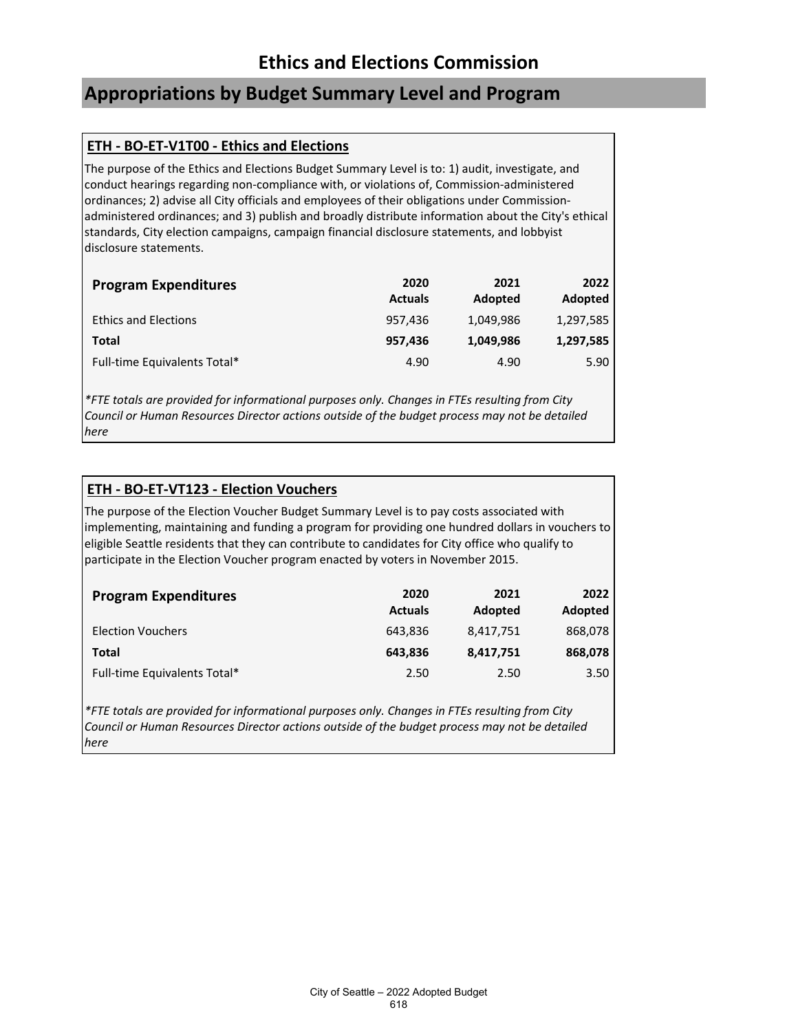# Ethics and Elections Commission

## Appropriations by Budget Summary Level and Program

### ETH - BO-ET-V1T00 - Ethics and Elections

The purpose of the Ethics and Elections Budget Summary Level is to: 1) audit, investigate, and conduct hearings regarding non-compliance with, or violations of, Commission-administered ordinances; 2) advise all City officials and employees of their obligations under Commission-administered ordinances; and 3) publish and broadly distribute information about the City's ethical standards, City election campaigns, campaign financial disclosure statements, and lobbyist disclosure statements.

| Program Expenditures | 2020 Actuals | 2021 Adopted | 2022 Adopted |
|---|---|---|---|
| Ethics and Elections | 957,436 | 1,049,986 | 1,297,585 |
| **Total** | **957,436** | **1,049,986** | **1,297,585** |
| Full-time Equivalents Total* | 4.90 | 4.90 | 5.90 |

*\*FTE totals are provided for informational purposes only. Changes in FTEs resulting from City Council or Human Resources Director actions outside of the budget process may not be detailed here*

### ETH - BO-ET-VT123 - Election Vouchers

The purpose of the Election Voucher Budget Summary Level is to pay costs associated with implementing, maintaining and funding a program for providing one hundred dollars in vouchers to eligible Seattle residents that they can contribute to candidates for City office who qualify to participate in the Election Voucher program enacted by voters in November 2015.

| Program Expenditures | 2020 Actuals | 2021 Adopted | 2022 Adopted |
|---|---|---|---|
| Election Vouchers | 643,836 | 8,417,751 | 868,078 |
| **Total** | **643,836** | **8,417,751** | **868,078** |
| Full-time Equivalents Total* | 2.50 | 2.50 | 3.50 |

*\*FTE totals are provided for informational purposes only. Changes in FTEs resulting from City Council or Human Resources Director actions outside of the budget process may not be detailed here*